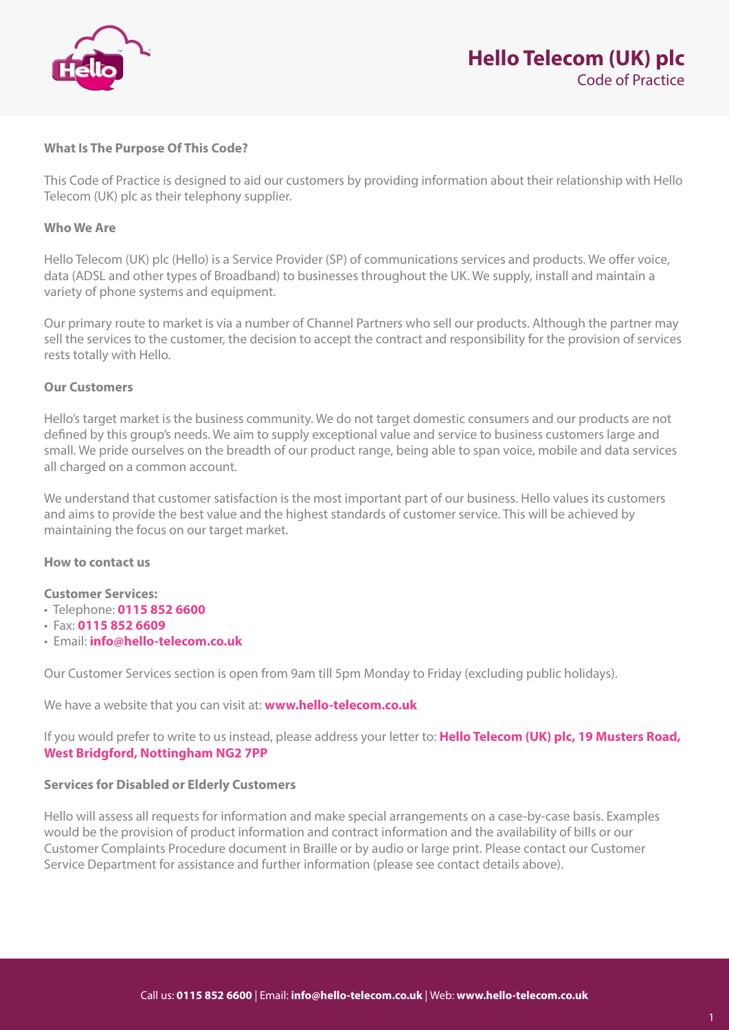# Hello Telecom (UK) plc

Code of Practice

### What Is The Purpose Of This Code?

This Code of Practice is designed to aid our customers by providing information about their relationship with Hello Telecom (UK) plc as their telephony supplier.

### Who We Are

Hello Telecom (UK) plc (Hello) is a Service Provider (SP) of communications services and products. We offer voice, data (ADSL and other types of Broadband) to businesses throughout the UK. We supply, install and maintain a variety of phone systems and equipment.

Our primary route to market is via a number of Channel Partners who sell our products. Although the partner may sell the services to the customer, the decision to accept the contract and responsibility for the provision of services rests totally with Hello.

### Our Customers

Hello's target market is the business community. We do not target domestic consumers and our products are not defined by this group's needs. We aim to supply exceptional value and service to business customers large and small. We pride ourselves on the breadth of our product range, being able to span voice, mobile and data services all charged on a common account.

We understand that customer satisfaction is the most important part of our business. Hello values its customers and aims to provide the best value and the highest standards of customer service. This will be achieved by maintaining the focus on our target market.

### How to contact us

**Customer Services:**

- Telephone: **0115 852 6600**
- Fax: **0115 852 6609**
- Email: **info@hello-telecom.co.uk**

Our Customer Services section is open from 9am till 5pm Monday to Friday (excluding public holidays).

We have a website that you can visit at: **www.hello-telecom.co.uk**

If you would prefer to write to us instead, please address your letter to: **Hello Telecom (UK) plc, 19 Musters Road, West Bridgford, Nottingham NG2 7PP**

### Services for Disabled or Elderly Customers

Hello will assess all requests for information and make special arrangements on a case-by-case basis. Examples would be the provision of product information and contract information and the availability of bills or our Customer Complaints Procedure document in Braille or by audio or large print. Please contact our Customer Service Department for assistance and further information (please see contact details above).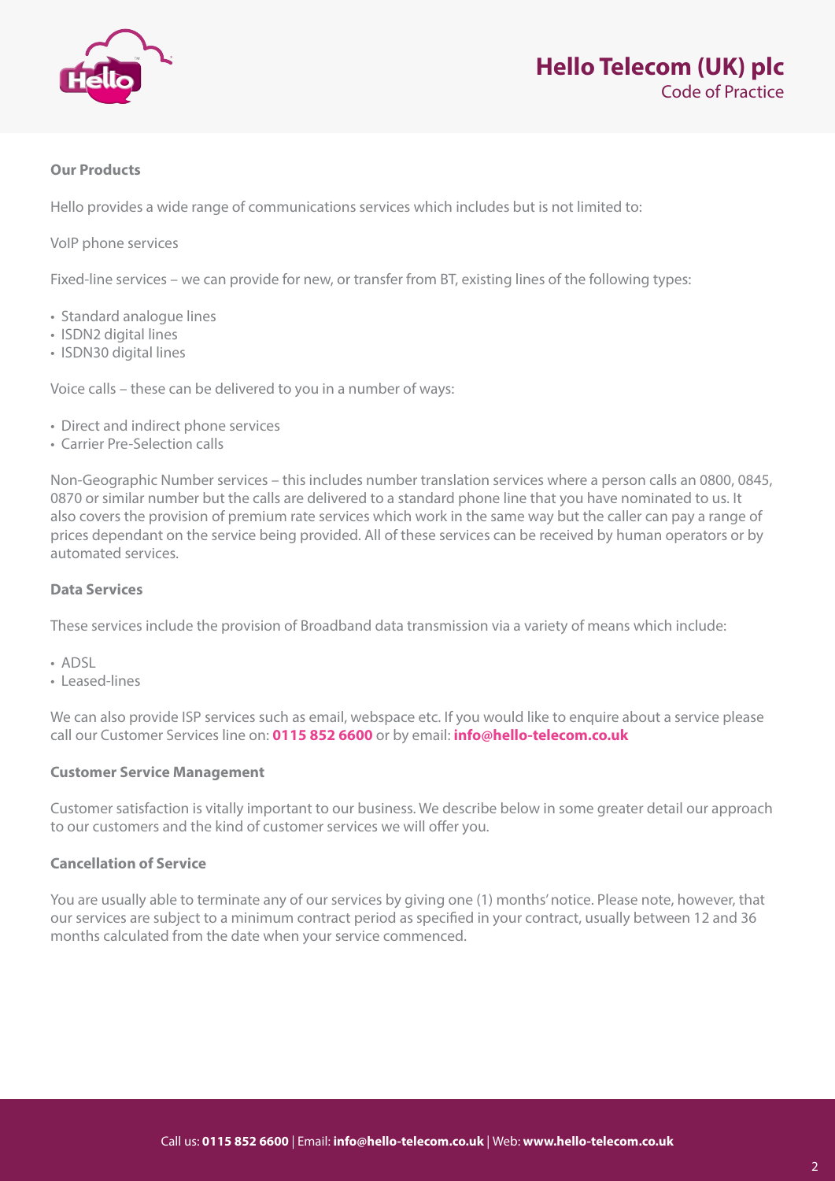## Our Products

Hello provides a wide range of communications services which includes but is not limited to:

VoIP phone services

Fixed-line services – we can provide for new, or transfer from BT, existing lines of the following types:

- Standard analogue lines
- ISDN2 digital lines
- ISDN30 digital lines

Voice calls – these can be delivered to you in a number of ways:

- Direct and indirect phone services
- Carrier Pre-Selection calls

Non-Geographic Number services – this includes number translation services where a person calls an 0800, 0845, 0870 or similar number but the calls are delivered to a standard phone line that you have nominated to us. It also covers the provision of premium rate services which work in the same way but the caller can pay a range of prices dependant on the service being provided. All of these services can be received by human operators or by automated services.

## Data Services

These services include the provision of Broadband data transmission via a variety of means which include:

- ADSL
- Leased-lines

We can also provide ISP services such as email, webspace etc. If you would like to enquire about a service please call our Customer Services line on: **0115 852 6600** or by email: **info@hello-telecom.co.uk**

## Customer Service Management

Customer satisfaction is vitally important to our business. We describe below in some greater detail our approach to our customers and the kind of customer services we will offer you.

## Cancellation of Service

You are usually able to terminate any of our services by giving one (1) months' notice. Please note, however, that our services are subject to a minimum contract period as specified in your contract, usually between 12 and 36 months calculated from the date when your service commenced.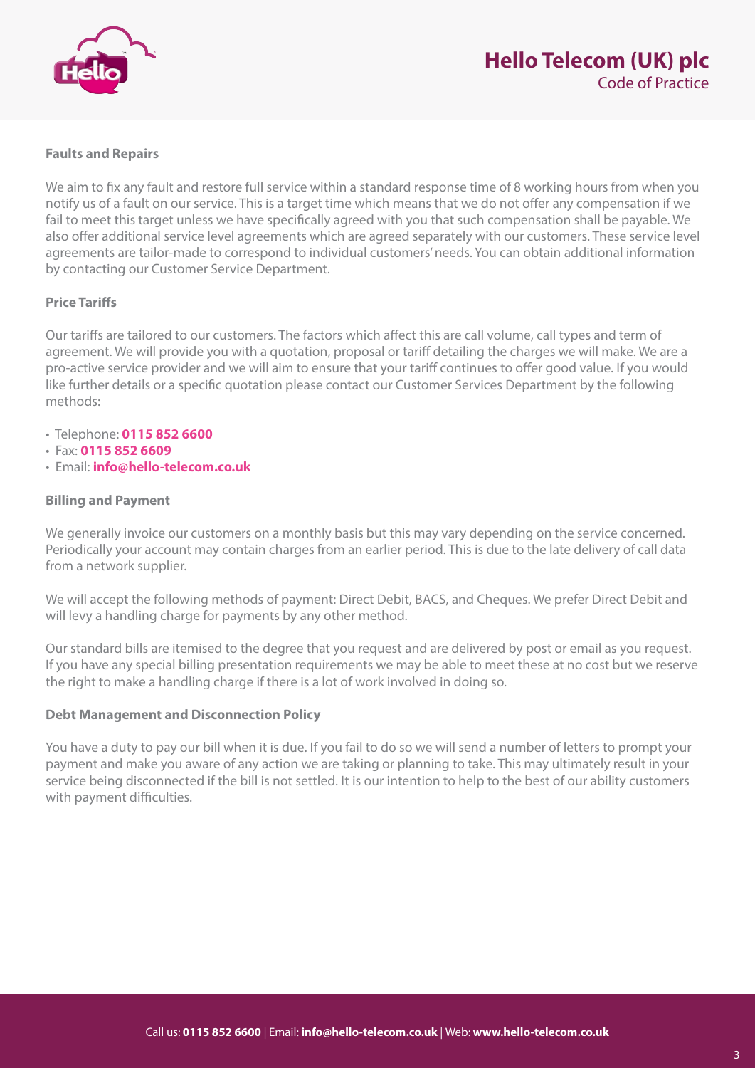## Faults and Repairs

We aim to fix any fault and restore full service within a standard response time of 8 working hours from when you notify us of a fault on our service. This is a target time which means that we do not offer any compensation if we fail to meet this target unless we have specifically agreed with you that such compensation shall be payable. We also offer additional service level agreements which are agreed separately with our customers. These service level agreements are tailor-made to correspond to individual customers' needs. You can obtain additional information by contacting our Customer Service Department.

## Price Tariffs

Our tariffs are tailored to our customers. The factors which affect this are call volume, call types and term of agreement. We will provide you with a quotation, proposal or tariff detailing the charges we will make. We are a pro-active service provider and we will aim to ensure that your tariff continues to offer good value. If you would like further details or a specific quotation please contact our Customer Services Department by the following methods:

- Telephone: **0115 852 6600**
- Fax: **0115 852 6609**
- Email: **info@hello-telecom.co.uk**

## Billing and Payment

We generally invoice our customers on a monthly basis but this may vary depending on the service concerned. Periodically your account may contain charges from an earlier period. This is due to the late delivery of call data from a network supplier.

We will accept the following methods of payment: Direct Debit, BACS, and Cheques. We prefer Direct Debit and will levy a handling charge for payments by any other method.

Our standard bills are itemised to the degree that you request and are delivered by post or email as you request. If you have any special billing presentation requirements we may be able to meet these at no cost but we reserve the right to make a handling charge if there is a lot of work involved in doing so.

## Debt Management and Disconnection Policy

You have a duty to pay our bill when it is due. If you fail to do so we will send a number of letters to prompt your payment and make you aware of any action we are taking or planning to take. This may ultimately result in your service being disconnected if the bill is not settled. It is our intention to help to the best of our ability customers with payment difficulties.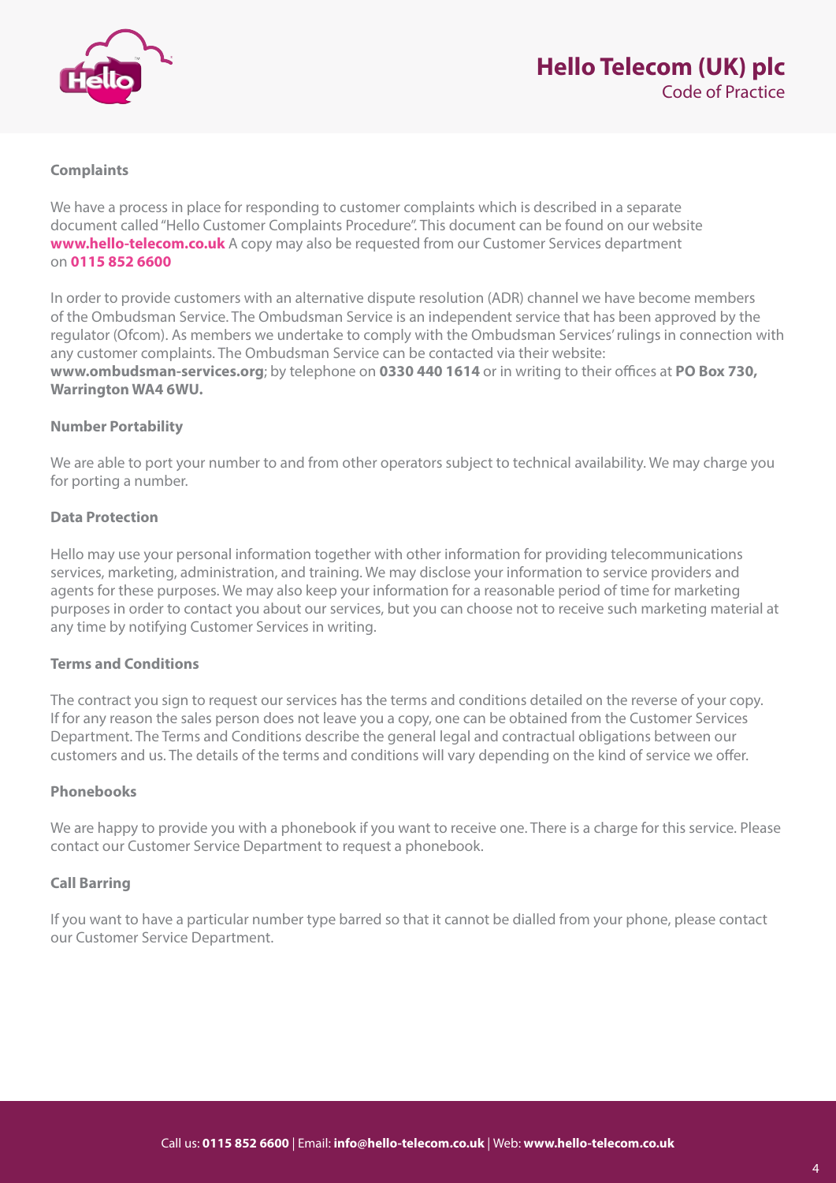### Complaints

We have a process in place for responding to customer complaints which is described in a separate document called "Hello Customer Complaints Procedure". This document can be found on our website **www.hello-telecom.co.uk** A copy may also be requested from our Customer Services department on **0115 852 6600**

In order to provide customers with an alternative dispute resolution (ADR) channel we have become members of the Ombudsman Service. The Ombudsman Service is an independent service that has been approved by the regulator (Ofcom). As members we undertake to comply with the Ombudsman Services' rulings in connection with any customer complaints. The Ombudsman Service can be contacted via their website: **www.ombudsman-services.org**; by telephone on **0330 440 1614** or in writing to their offices at **PO Box 730, Warrington WA4 6WU.**

### Number Portability

We are able to port your number to and from other operators subject to technical availability. We may charge you for porting a number.

### Data Protection

Hello may use your personal information together with other information for providing telecommunications services, marketing, administration, and training. We may disclose your information to service providers and agents for these purposes. We may also keep your information for a reasonable period of time for marketing purposes in order to contact you about our services, but you can choose not to receive such marketing material at any time by notifying Customer Services in writing.

### Terms and Conditions

The contract you sign to request our services has the terms and conditions detailed on the reverse of your copy. If for any reason the sales person does not leave you a copy, one can be obtained from the Customer Services Department. The Terms and Conditions describe the general legal and contractual obligations between our customers and us. The details of the terms and conditions will vary depending on the kind of service we offer.

### Phonebooks

We are happy to provide you with a phonebook if you want to receive one. There is a charge for this service. Please contact our Customer Service Department to request a phonebook.

### Call Barring

If you want to have a particular number type barred so that it cannot be dialled from your phone, please contact our Customer Service Department.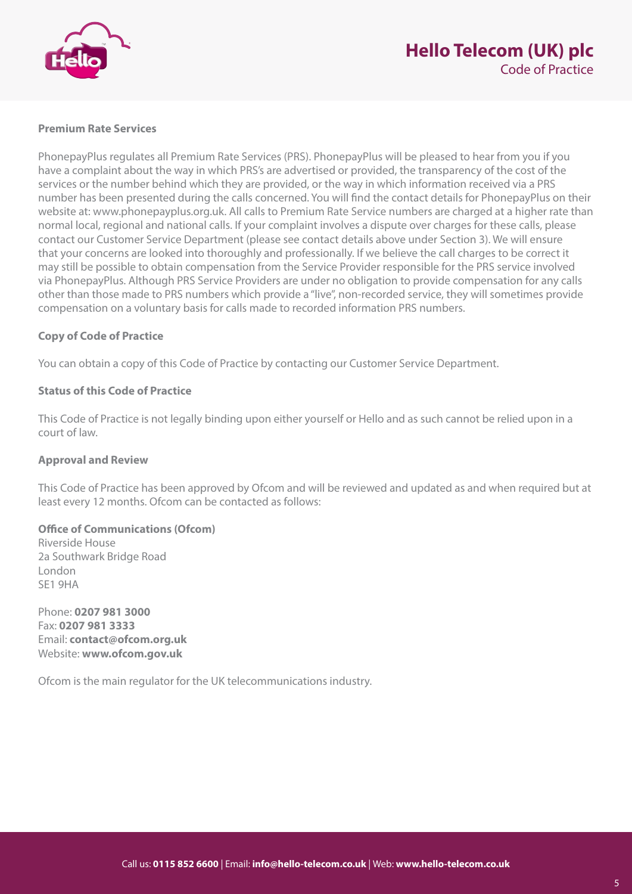### Premium Rate Services

PhonepayPlus regulates all Premium Rate Services (PRS). PhonepayPlus will be pleased to hear from you if you have a complaint about the way in which PRS's are advertised or provided, the transparency of the cost of the services or the number behind which they are provided, or the way in which information received via a PRS number has been presented during the calls concerned. You will find the contact details for PhonepayPlus on their website at: www.phonepayplus.org.uk. All calls to Premium Rate Service numbers are charged at a higher rate than normal local, regional and national calls. If your complaint involves a dispute over charges for these calls, please contact our Customer Service Department (please see contact details above under Section 3). We will ensure that your concerns are looked into thoroughly and professionally. If we believe the call charges to be correct it may still be possible to obtain compensation from the Service Provider responsible for the PRS service involved via PhonepayPlus. Although PRS Service Providers are under no obligation to provide compensation for any calls other than those made to PRS numbers which provide a "live", non-recorded service, they will sometimes provide compensation on a voluntary basis for calls made to recorded information PRS numbers.

### Copy of Code of Practice

You can obtain a copy of this Code of Practice by contacting our Customer Service Department.

### Status of this Code of Practice

This Code of Practice is not legally binding upon either yourself or Hello and as such cannot be relied upon in a court of law.

### Approval and Review

This Code of Practice has been approved by Ofcom and will be reviewed and updated as and when required but at least every 12 months. Ofcom can be contacted as follows:

**Office of Communications (Ofcom)**
Riverside House
2a Southwark Bridge Road
London
SE1 9HA

Phone: **0207 981 3000**
Fax: **0207 981 3333**
Email: **contact@ofcom.org.uk**
Website: **www.ofcom.gov.uk**

Ofcom is the main regulator for the UK telecommunications industry.